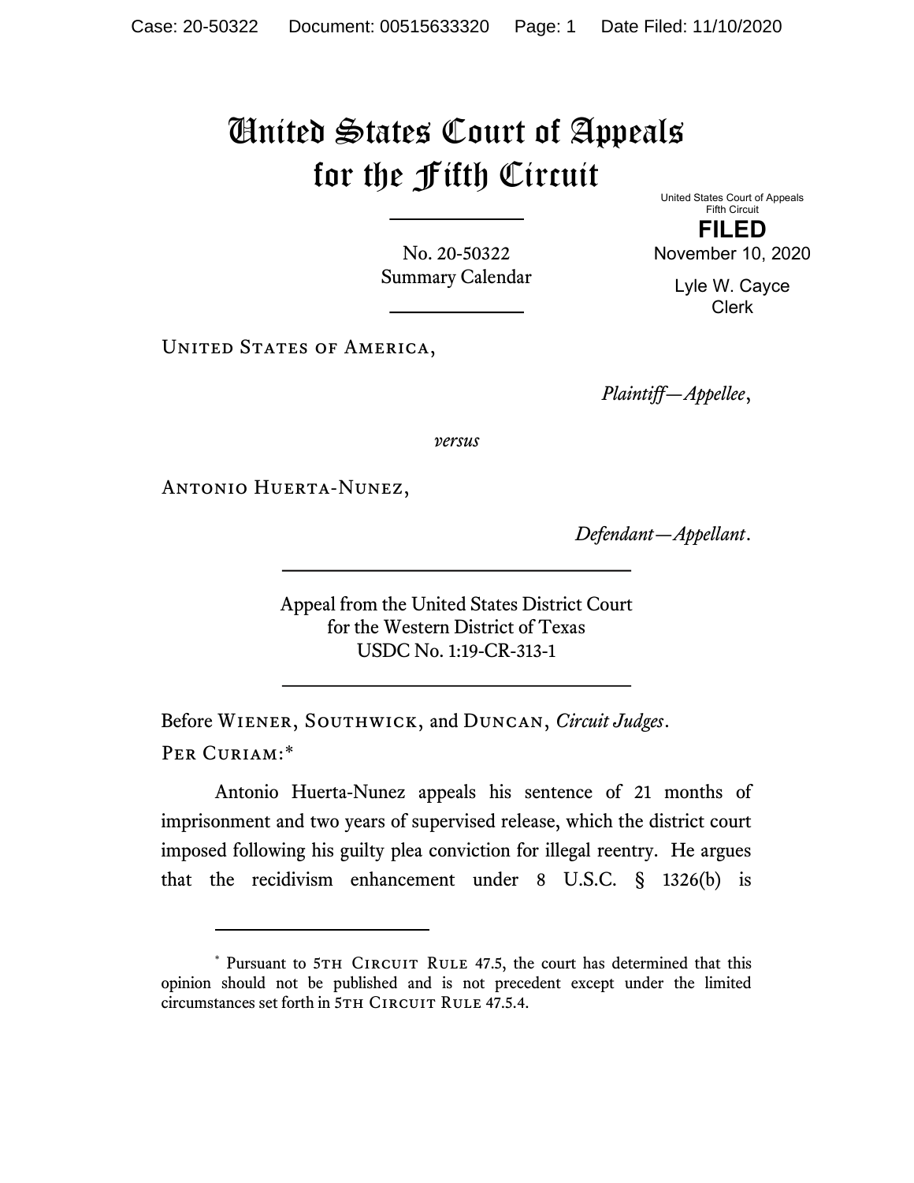# United States Court of Appeals for the Fifth Circuit

No. 20-50322
Summary Calendar

United States Court of Appeals
Fifth Circuit

**FILED**

November 10, 2020

Lyle W. Cayce
Clerk

UNITED STATES OF AMERICA,

*Plaintiff—Appellee*,

*versus*

ANTONIO HUERTA-NUNEZ,

*Defendant—Appellant*.

Appeal from the United States District Court
for the Western District of Texas
USDC No. 1:19-CR-313-1

Before WIENER, SOUTHWICK, and DUNCAN, *Circuit Judges*.

PER CURIAM:*

Antonio Huerta-Nunez appeals his sentence of 21 months of imprisonment and two years of supervised release, which the district court imposed following his guilty plea conviction for illegal reentry. He argues that the recidivism enhancement under 8 U.S.C. § 1326(b) is

---

* Pursuant to 5TH CIRCUIT RULE 47.5, the court has determined that this opinion should not be published and is not precedent except under the limited circumstances set forth in 5TH CIRCUIT RULE 47.5.4.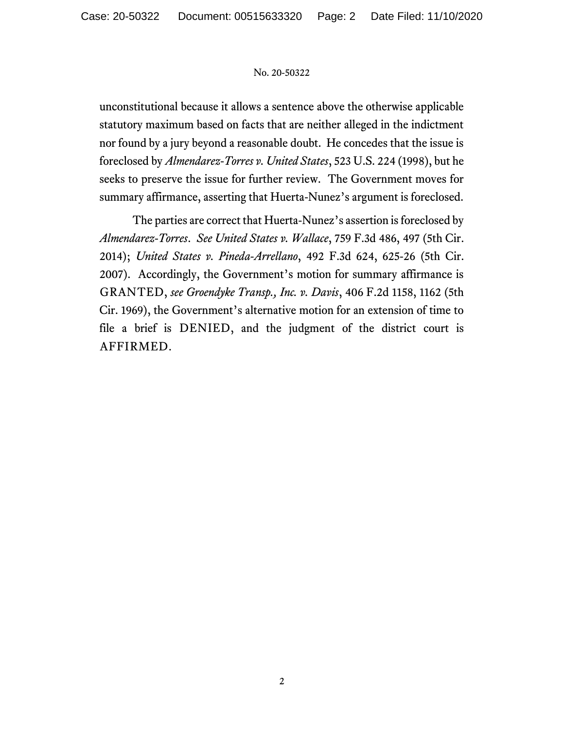unconstitutional because it allows a sentence above the otherwise applicable statutory maximum based on facts that are neither alleged in the indictment nor found by a jury beyond a reasonable doubt. He concedes that the issue is foreclosed by *Almendarez-Torres v. United States*, 523 U.S. 224 (1998), but he seeks to preserve the issue for further review. The Government moves for summary affirmance, asserting that Huerta-Nunez's argument is foreclosed.

The parties are correct that Huerta-Nunez's assertion is foreclosed by *Almendarez-Torres*. *See United States v. Wallace*, 759 F.3d 486, 497 (5th Cir. 2014); *United States v. Pineda-Arrellano*, 492 F.3d 624, 625-26 (5th Cir. 2007). Accordingly, the Government's motion for summary affirmance is GRANTED, *see Groendyke Transp., Inc. v. Davis*, 406 F.2d 1158, 1162 (5th Cir. 1969), the Government's alternative motion for an extension of time to file a brief is DENIED, and the judgment of the district court is AFFIRMED.